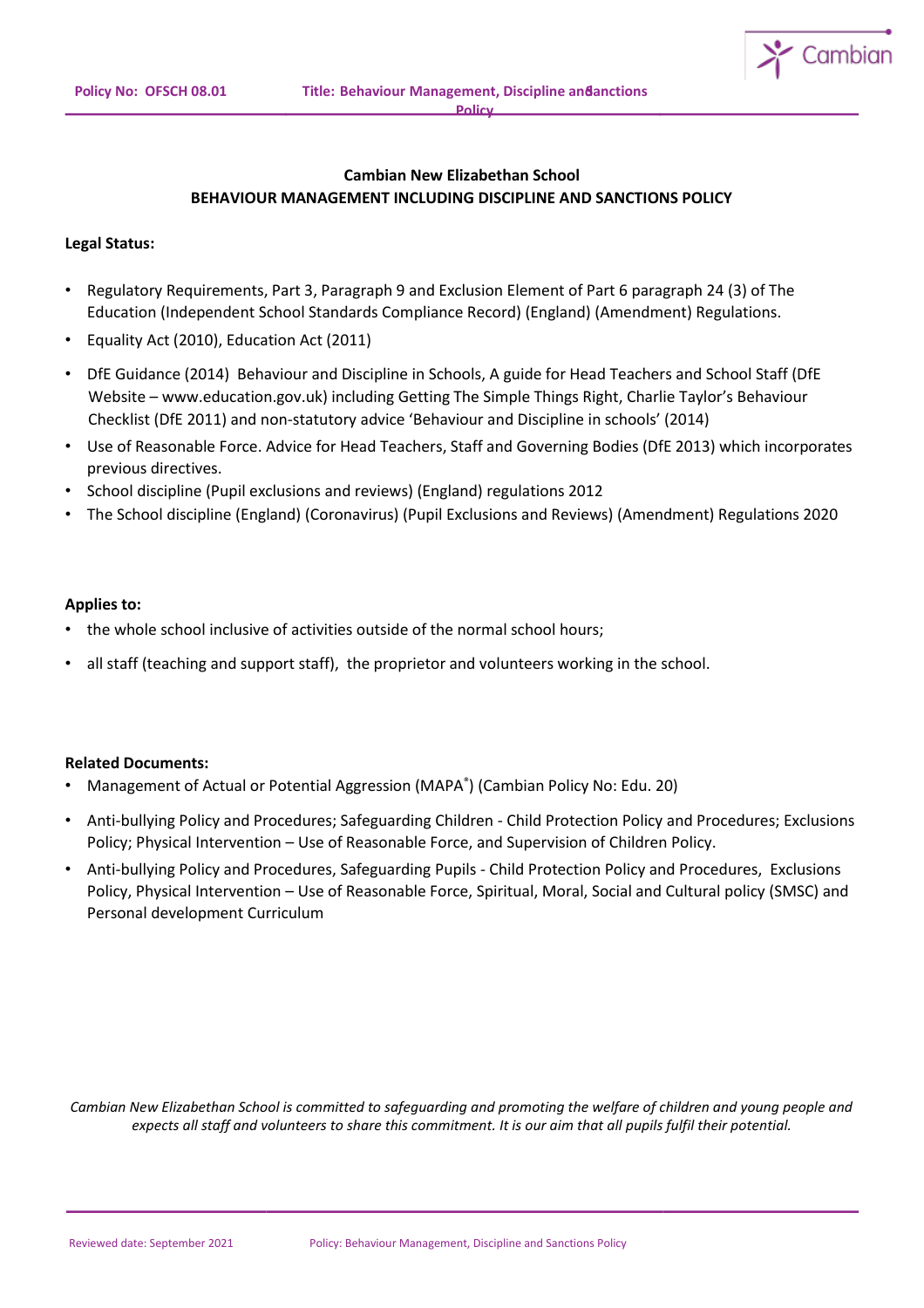**Cambian New Elizabethan School**

**BEHAVIOUR MANAGEMENT INCLUDING DISCIPLINE AND SANCTIONS POLICY**

**Legal Status:**

- Regulatory Requirements, Part 3, Paragraph 9 and Exclusion Element of Part 6 paragraph 24 (3) of The Education (Independent School Standards Compliance Record) (England) (Amendment) Regulations.
- Equality Act (2010), Education Act (2011)
- DfE Guidance (2014) Behaviour and Discipline in Schools, A guide for Head Teachers and School Staff (DfE Website – www.education.gov.uk) including Getting The Simple Things Right, Charlie Taylor's Behaviour Checklist (DfE 2011) and non-statutory advice 'Behaviour and Discipline in schools' (2014)
- Use of Reasonable Force. Advice for Head Teachers, Staff and Governing Bodies (DfE 2013) which incorporates previous directives.
- School discipline (Pupil exclusions and reviews) (England) regulations 2012
- The School discipline (England) (Coronavirus) (Pupil Exclusions and Reviews) (Amendment) Regulations 2020

**Applies to:**

- the whole school inclusive of activities outside of the normal school hours;
- all staff (teaching and support staff), the proprietor and volunteers working in the school.

**Related Documents:**

- Management of Actual or Potential Aggression (MAPA®) (Cambian Policy No: Edu. 20)
- Anti-bullying Policy and Procedures; Safeguarding Children - Child Protection Policy and Procedures; Exclusions Policy; Physical Intervention – Use of Reasonable Force, and Supervision of Children Policy.
- Anti-bullying Policy and Procedures, Safeguarding Pupils - Child Protection Policy and Procedures, Exclusions Policy, Physical Intervention – Use of Reasonable Force, Spiritual, Moral, Social and Cultural policy (SMSC) and Personal development Curriculum

*Cambian New Elizabethan School is committed to safeguarding and promoting the welfare of children and young people and expects all staff and volunteers to share this commitment. It is our aim that all pupils fulfil their potential.*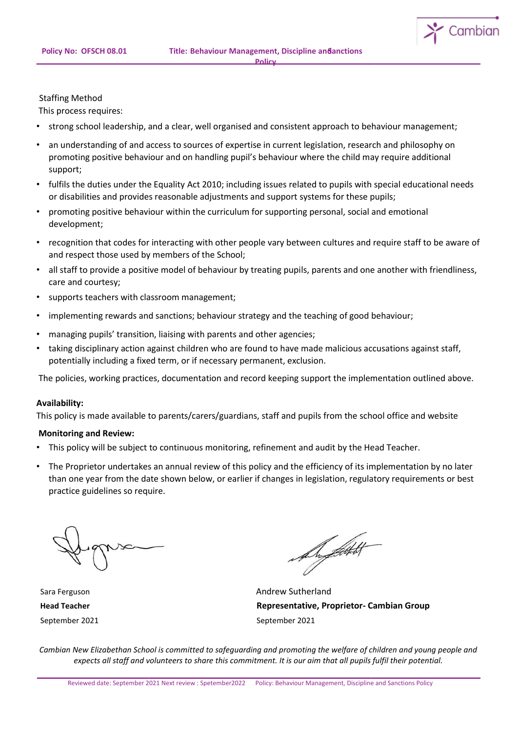Staffing Method

This process requires:

- strong school leadership, and a clear, well organised and consistent approach to behaviour management;
- an understanding of and access to sources of expertise in current legislation, research and philosophy on promoting positive behaviour and on handling pupil's behaviour where the child may require additional support;
- fulfils the duties under the Equality Act 2010; including issues related to pupils with special educational needs or disabilities and provides reasonable adjustments and support systems for these pupils;
- promoting positive behaviour within the curriculum for supporting personal, social and emotional development;
- recognition that codes for interacting with other people vary between cultures and require staff to be aware of and respect those used by members of the School;
- all staff to provide a positive model of behaviour by treating pupils, parents and one another with friendliness, care and courtesy;
- supports teachers with classroom management;
- implementing rewards and sanctions; behaviour strategy and the teaching of good behaviour;
- managing pupils' transition, liaising with parents and other agencies;
- taking disciplinary action against children who are found to have made malicious accusations against staff, potentially including a fixed term, or if necessary permanent, exclusion.

The policies, working practices, documentation and record keeping support the implementation outlined above.

**Availability:**

This policy is made available to parents/carers/guardians, staff and pupils from the school office and website

**Monitoring and Review:**

- This policy will be subject to continuous monitoring, refinement and audit by the Head Teacher.
- The Proprietor undertakes an annual review of this policy and the efficiency of its implementation by no later than one year from the date shown below, or earlier if changes in legislation, regulatory requirements or best practice guidelines so require.

Sara Ferguson
**Head Teacher**
September 2021

Andrew Sutherland
**Representative, Proprietor- Cambian Group**
September 2021

*Cambian New Elizabethan School is committed to safeguarding and promoting the welfare of children and young people and expects all staff and volunteers to share this commitment. It is our aim that all pupils fulfil their potential.*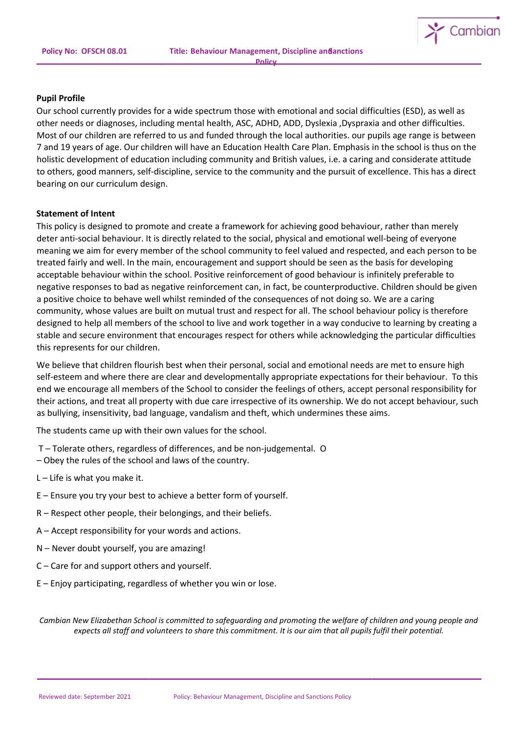**Pupil Profile**

Our school currently provides for a wide spectrum those with emotional and social difficulties (ESD), as well as other needs or diagnoses, including mental health, ASC, ADHD, ADD, Dyslexia ,Dyspraxia and other difficulties. Most of our children are referred to us and funded through the local authorities. our pupils age range is between 7 and 19 years of age. Our children will have an Education Health Care Plan. Emphasis in the school is thus on the holistic development of education including community and British values, i.e. a caring and considerate attitude to others, good manners, self-discipline, service to the community and the pursuit of excellence. This has a direct bearing on our curriculum design.

**Statement of Intent**

This policy is designed to promote and create a framework for achieving good behaviour, rather than merely deter anti-social behaviour. It is directly related to the social, physical and emotional well-being of everyone meaning we aim for every member of the school community to feel valued and respected, and each person to be treated fairly and well. In the main, encouragement and support should be seen as the basis for developing acceptable behaviour within the school. Positive reinforcement of good behaviour is infinitely preferable to negative responses to bad as negative reinforcement can, in fact, be counterproductive. Children should be given a positive choice to behave well whilst reminded of the consequences of not doing so. We are a caring community, whose values are built on mutual trust and respect for all. The school behaviour policy is therefore designed to help all members of the school to live and work together in a way conducive to learning by creating a stable and secure environment that encourages respect for others while acknowledging the particular difficulties this represents for our children.

We believe that children flourish best when their personal, social and emotional needs are met to ensure high self-esteem and where there are clear and developmentally appropriate expectations for their behaviour. To this end we encourage all members of the School to consider the feelings of others, accept personal responsibility for their actions, and treat all property with due care irrespective of its ownership. We do not accept behaviour, such as bullying, insensitivity, bad language, vandalism and theft, which undermines these aims.

The students came up with their own values for the school.

T – Tolerate others, regardless of differences, and be non-judgemental.

O – Obey the rules of the school and laws of the country.

L – Life is what you make it.

E – Ensure you try your best to achieve a better form of yourself.

R – Respect other people, their belongings, and their beliefs.

A – Accept responsibility for your words and actions.

N – Never doubt yourself, you are amazing!

C – Care for and support others and yourself.

E – Enjoy participating, regardless of whether you win or lose.

*Cambian New Elizabethan School is committed to safeguarding and promoting the welfare of children and young people and expects all staff and volunteers to share this commitment. It is our aim that all pupils fulfil their potential.*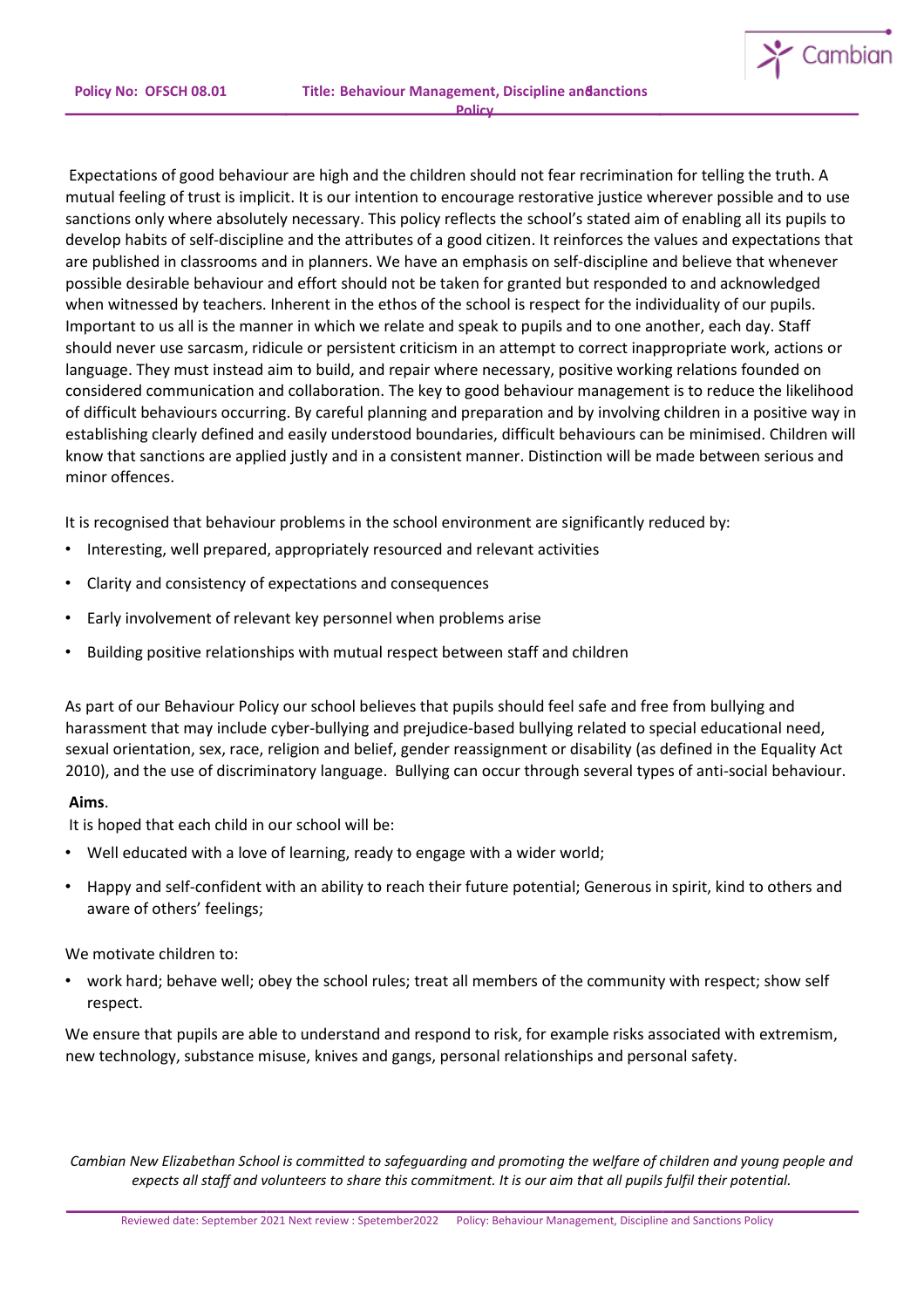Expectations of good behaviour are high and the children should not fear recrimination for telling the truth. A mutual feeling of trust is implicit. It is our intention to encourage restorative justice wherever possible and to use sanctions only where absolutely necessary. This policy reflects the school's stated aim of enabling all its pupils to develop habits of self-discipline and the attributes of a good citizen. It reinforces the values and expectations that are published in classrooms and in planners. We have an emphasis on self-discipline and believe that whenever possible desirable behaviour and effort should not be taken for granted but responded to and acknowledged when witnessed by teachers. Inherent in the ethos of the school is respect for the individuality of our pupils. Important to us all is the manner in which we relate and speak to pupils and to one another, each day. Staff should never use sarcasm, ridicule or persistent criticism in an attempt to correct inappropriate work, actions or language. They must instead aim to build, and repair where necessary, positive working relations founded on considered communication and collaboration. The key to good behaviour management is to reduce the likelihood of difficult behaviours occurring. By careful planning and preparation and by involving children in a positive way in establishing clearly defined and easily understood boundaries, difficult behaviours can be minimised. Children will know that sanctions are applied justly and in a consistent manner. Distinction will be made between serious and minor offences.

It is recognised that behaviour problems in the school environment are significantly reduced by:

- Interesting, well prepared, appropriately resourced and relevant activities
- Clarity and consistency of expectations and consequences
- Early involvement of relevant key personnel when problems arise
- Building positive relationships with mutual respect between staff and children

As part of our Behaviour Policy our school believes that pupils should feel safe and free from bullying and harassment that may include cyber-bullying and prejudice-based bullying related to special educational need, sexual orientation, sex, race, religion and belief, gender reassignment or disability (as defined in the Equality Act 2010), and the use of discriminatory language. Bullying can occur through several types of anti-social behaviour.

**Aims**.

It is hoped that each child in our school will be:

- Well educated with a love of learning, ready to engage with a wider world;
- Happy and self-confident with an ability to reach their future potential; Generous in spirit, kind to others and aware of others' feelings;

We motivate children to:

- work hard; behave well; obey the school rules; treat all members of the community with respect; show self respect.

We ensure that pupils are able to understand and respond to risk, for example risks associated with extremism, new technology, substance misuse, knives and gangs, personal relationships and personal safety.

*Cambian New Elizabethan School is committed to safeguarding and promoting the welfare of children and young people and expects all staff and volunteers to share this commitment. It is our aim that all pupils fulfil their potential.*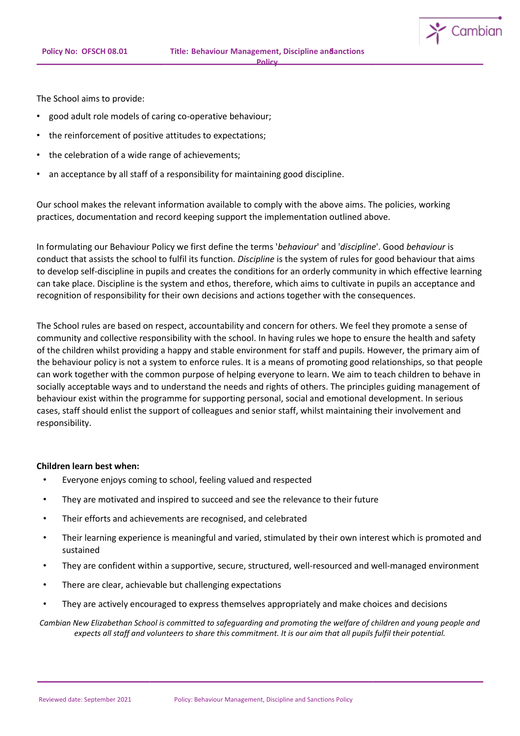The School aims to provide:

- good adult role models of caring co-operative behaviour;
- the reinforcement of positive attitudes to expectations;
- the celebration of a wide range of achievements;
- an acceptance by all staff of a responsibility for maintaining good discipline.

Our school makes the relevant information available to comply with the above aims. The policies, working practices, documentation and record keeping support the implementation outlined above.

In formulating our Behaviour Policy we first define the terms '*behaviour*' and '*discipline*'. Good *behaviour* is conduct that assists the school to fulfil its function. *Discipline* is the system of rules for good behaviour that aims to develop self-discipline in pupils and creates the conditions for an orderly community in which effective learning can take place. Discipline is the system and ethos, therefore, which aims to cultivate in pupils an acceptance and recognition of responsibility for their own decisions and actions together with the consequences.

The School rules are based on respect, accountability and concern for others. We feel they promote a sense of community and collective responsibility with the school. In having rules we hope to ensure the health and safety of the children whilst providing a happy and stable environment for staff and pupils. However, the primary aim of the behaviour policy is not a system to enforce rules. It is a means of promoting good relationships, so that people can work together with the common purpose of helping everyone to learn. We aim to teach children to behave in socially acceptable ways and to understand the needs and rights of others. The principles guiding management of behaviour exist within the programme for supporting personal, social and emotional development. In serious cases, staff should enlist the support of colleagues and senior staff, whilst maintaining their involvement and responsibility.

**Children learn best when:**

- Everyone enjoys coming to school, feeling valued and respected
- They are motivated and inspired to succeed and see the relevance to their future
- Their efforts and achievements are recognised, and celebrated
- Their learning experience is meaningful and varied, stimulated by their own interest which is promoted and sustained
- They are confident within a supportive, secure, structured, well-resourced and well-managed environment
- There are clear, achievable but challenging expectations
- They are actively encouraged to express themselves appropriately and make choices and decisions

*Cambian New Elizabethan School is committed to safeguarding and promoting the welfare of children and young people and expects all staff and volunteers to share this commitment. It is our aim that all pupils fulfil their potential.*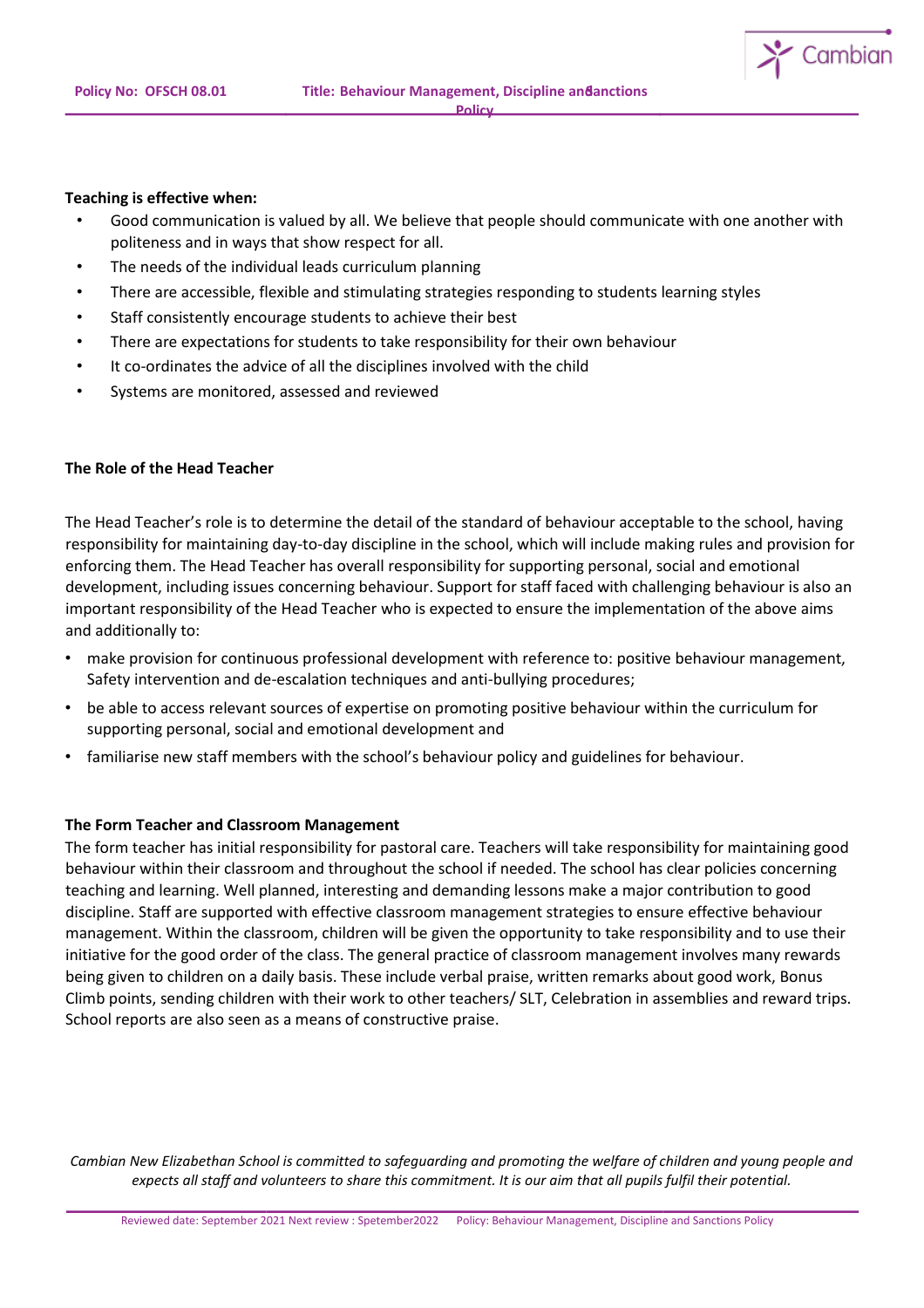**Teaching is effective when:**

- Good communication is valued by all. We believe that people should communicate with one another with politeness and in ways that show respect for all.
- The needs of the individual leads curriculum planning
- There are accessible, flexible and stimulating strategies responding to students learning styles
- Staff consistently encourage students to achieve their best
- There are expectations for students to take responsibility for their own behaviour
- It co-ordinates the advice of all the disciplines involved with the child
- Systems are monitored, assessed and reviewed

**The Role of the Head Teacher**

The Head Teacher's role is to determine the detail of the standard of behaviour acceptable to the school, having responsibility for maintaining day-to-day discipline in the school, which will include making rules and provision for enforcing them. The Head Teacher has overall responsibility for supporting personal, social and emotional development, including issues concerning behaviour. Support for staff faced with challenging behaviour is also an important responsibility of the Head Teacher who is expected to ensure the implementation of the above aims and additionally to:

- make provision for continuous professional development with reference to: positive behaviour management, Safety intervention and de-escalation techniques and anti-bullying procedures;
- be able to access relevant sources of expertise on promoting positive behaviour within the curriculum for supporting personal, social and emotional development and
- familiarise new staff members with the school's behaviour policy and guidelines for behaviour.

**The Form Teacher and Classroom Management**

The form teacher has initial responsibility for pastoral care. Teachers will take responsibility for maintaining good behaviour within their classroom and throughout the school if needed. The school has clear policies concerning teaching and learning. Well planned, interesting and demanding lessons make a major contribution to good discipline. Staff are supported with effective classroom management strategies to ensure effective behaviour management. Within the classroom, children will be given the opportunity to take responsibility and to use their initiative for the good order of the class. The general practice of classroom management involves many rewards being given to children on a daily basis. These include verbal praise, written remarks about good work, Bonus Climb points, sending children with their work to other teachers/ SLT, Celebration in assemblies and reward trips. School reports are also seen as a means of constructive praise.

*Cambian New Elizabethan School is committed to safeguarding and promoting the welfare of children and young people and expects all staff and volunteers to share this commitment. It is our aim that all pupils fulfil their potential.*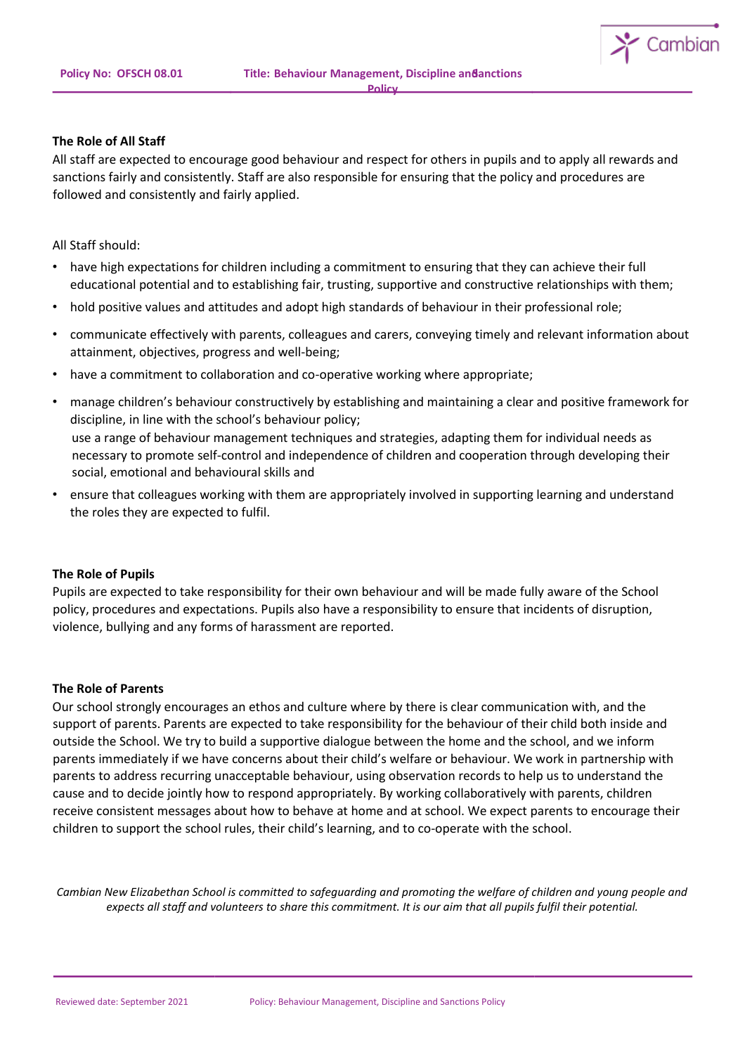**The Role of All Staff**

All staff are expected to encourage good behaviour and respect for others in pupils and to apply all rewards and sanctions fairly and consistently. Staff are also responsible for ensuring that the policy and procedures are followed and consistently and fairly applied.

All Staff should:

- have high expectations for children including a commitment to ensuring that they can achieve their full educational potential and to establishing fair, trusting, supportive and constructive relationships with them;
- hold positive values and attitudes and adopt high standards of behaviour in their professional role;
- communicate effectively with parents, colleagues and carers, conveying timely and relevant information about attainment, objectives, progress and well-being;
- have a commitment to collaboration and co-operative working where appropriate;
- manage children's behaviour constructively by establishing and maintaining a clear and positive framework for discipline, in line with the school's behaviour policy;
  use a range of behaviour management techniques and strategies, adapting them for individual needs as necessary to promote self-control and independence of children and cooperation through developing their social, emotional and behavioural skills and
- ensure that colleagues working with them are appropriately involved in supporting learning and understand the roles they are expected to fulfil.

**The Role of Pupils**

Pupils are expected to take responsibility for their own behaviour and will be made fully aware of the School policy, procedures and expectations. Pupils also have a responsibility to ensure that incidents of disruption, violence, bullying and any forms of harassment are reported.

**The Role of Parents**

Our school strongly encourages an ethos and culture where by there is clear communication with, and the support of parents. Parents are expected to take responsibility for the behaviour of their child both inside and outside the School. We try to build a supportive dialogue between the home and the school, and we inform parents immediately if we have concerns about their child's welfare or behaviour. We work in partnership with parents to address recurring unacceptable behaviour, using observation records to help us to understand the cause and to decide jointly how to respond appropriately. By working collaboratively with parents, children receive consistent messages about how to behave at home and at school. We expect parents to encourage their children to support the school rules, their child's learning, and to co-operate with the school.

*Cambian New Elizabethan School is committed to safeguarding and promoting the welfare of children and young people and expects all staff and volunteers to share this commitment. It is our aim that all pupils fulfil their potential.*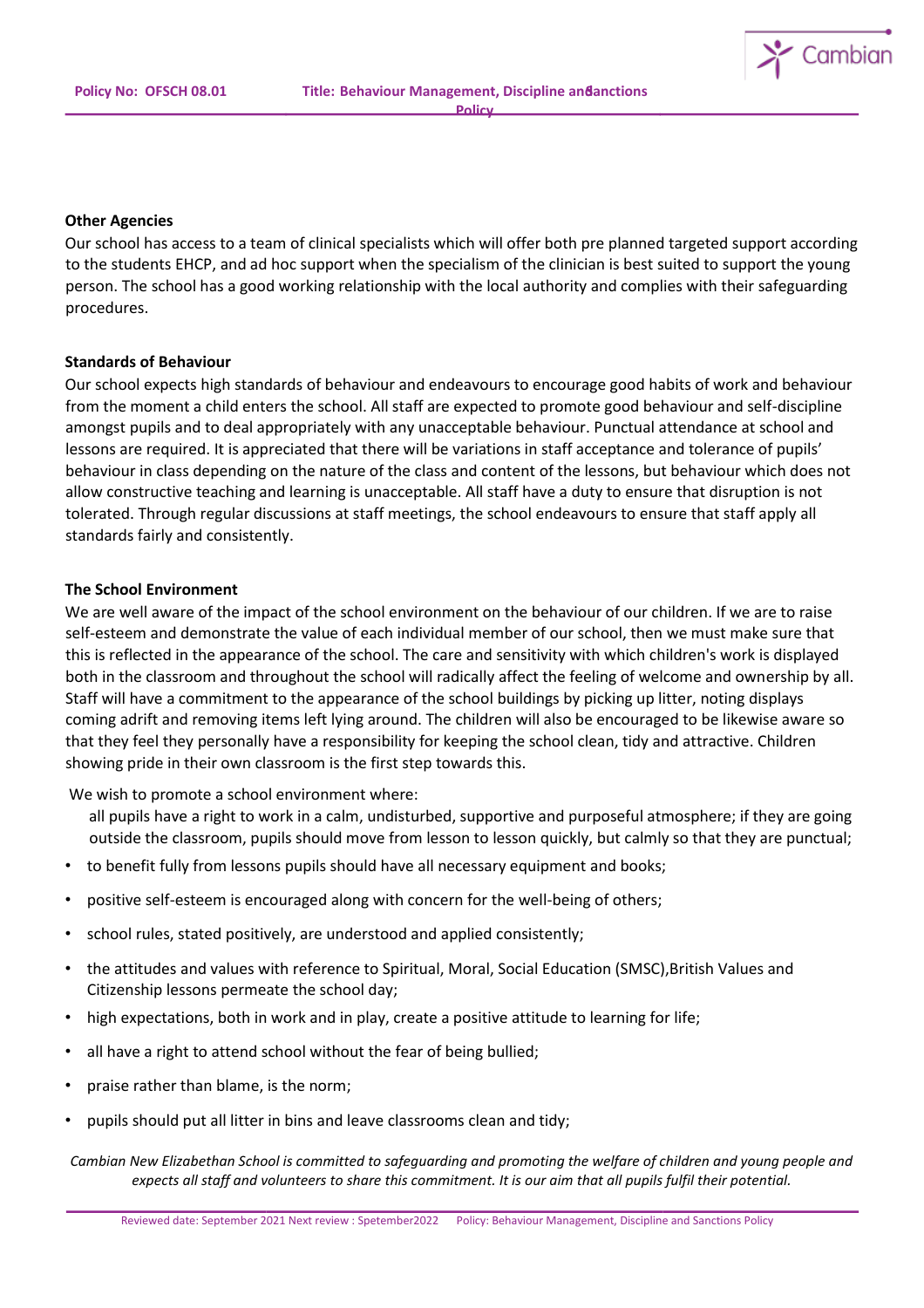### Other Agencies

Our school has access to a team of clinical specialists which will offer both pre planned targeted support according to the students EHCP, and ad hoc support when the specialism of the clinician is best suited to support the young person. The school has a good working relationship with the local authority and complies with their safeguarding procedures.

### Standards of Behaviour

Our school expects high standards of behaviour and endeavours to encourage good habits of work and behaviour from the moment a child enters the school. All staff are expected to promote good behaviour and self-discipline amongst pupils and to deal appropriately with any unacceptable behaviour. Punctual attendance at school and lessons are required. It is appreciated that there will be variations in staff acceptance and tolerance of pupils' behaviour in class depending on the nature of the class and content of the lessons, but behaviour which does not allow constructive teaching and learning is unacceptable. All staff have a duty to ensure that disruption is not tolerated. Through regular discussions at staff meetings, the school endeavours to ensure that staff apply all standards fairly and consistently.

### The School Environment

We are well aware of the impact of the school environment on the behaviour of our children. If we are to raise self-esteem and demonstrate the value of each individual member of our school, then we must make sure that this is reflected in the appearance of the school. The care and sensitivity with which children's work is displayed both in the classroom and throughout the school will radically affect the feeling of welcome and ownership by all. Staff will have a commitment to the appearance of the school buildings by picking up litter, noting displays coming adrift and removing items left lying around. The children will also be encouraged to be likewise aware so that they feel they personally have a responsibility for keeping the school clean, tidy and attractive. Children showing pride in their own classroom is the first step towards this.

We wish to promote a school environment where:

all pupils have a right to work in a calm, undisturbed, supportive and purposeful atmosphere; if they are going outside the classroom, pupils should move from lesson to lesson quickly, but calmly so that they are punctual;

- to benefit fully from lessons pupils should have all necessary equipment and books;
- positive self-esteem is encouraged along with concern for the well-being of others;
- school rules, stated positively, are understood and applied consistently;
- the attitudes and values with reference to Spiritual, Moral, Social Education (SMSC),British Values and Citizenship lessons permeate the school day;
- high expectations, both in work and in play, create a positive attitude to learning for life;
- all have a right to attend school without the fear of being bullied;
- praise rather than blame, is the norm;
- pupils should put all litter in bins and leave classrooms clean and tidy;

*Cambian New Elizabethan School is committed to safeguarding and promoting the welfare of children and young people and expects all staff and volunteers to share this commitment. It is our aim that all pupils fulfil their potential.*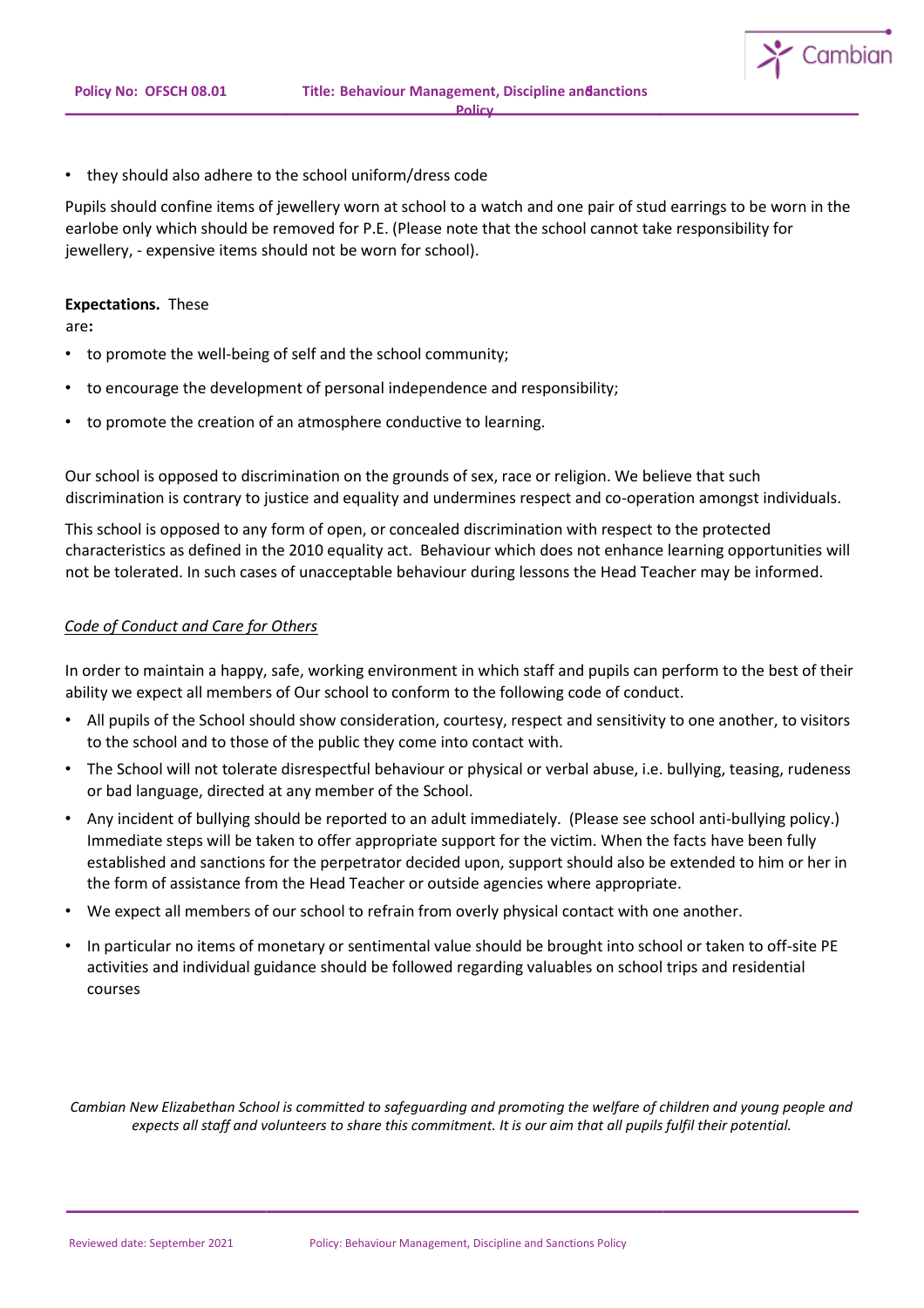- they should also adhere to the school uniform/dress code

Pupils should confine items of jewellery worn at school to a watch and one pair of stud earrings to be worn in the earlobe only which should be removed for P.E. (Please note that the school cannot take responsibility for jewellery, - expensive items should not be worn for school).

**Expectations.** These are**:**

- to promote the well-being of self and the school community;
- to encourage the development of personal independence and responsibility;
- to promote the creation of an atmosphere conductive to learning.

Our school is opposed to discrimination on the grounds of sex, race or religion. We believe that such discrimination is contrary to justice and equality and undermines respect and co-operation amongst individuals.

This school is opposed to any form of open, or concealed discrimination with respect to the protected characteristics as defined in the 2010 equality act. Behaviour which does not enhance learning opportunities will not be tolerated. In such cases of unacceptable behaviour during lessons the Head Teacher may be informed.

*Code of Conduct and Care for Others*

In order to maintain a happy, safe, working environment in which staff and pupils can perform to the best of their ability we expect all members of Our school to conform to the following code of conduct.

- All pupils of the School should show consideration, courtesy, respect and sensitivity to one another, to visitors to the school and to those of the public they come into contact with.
- The School will not tolerate disrespectful behaviour or physical or verbal abuse, i.e. bullying, teasing, rudeness or bad language, directed at any member of the School.
- Any incident of bullying should be reported to an adult immediately. (Please see school anti-bullying policy.) Immediate steps will be taken to offer appropriate support for the victim. When the facts have been fully established and sanctions for the perpetrator decided upon, support should also be extended to him or her in the form of assistance from the Head Teacher or outside agencies where appropriate.
- We expect all members of our school to refrain from overly physical contact with one another.
- In particular no items of monetary or sentimental value should be brought into school or taken to off-site PE activities and individual guidance should be followed regarding valuables on school trips and residential courses

*Cambian New Elizabethan School is committed to safeguarding and promoting the welfare of children and young people and expects all staff and volunteers to share this commitment. It is our aim that all pupils fulfil their potential.*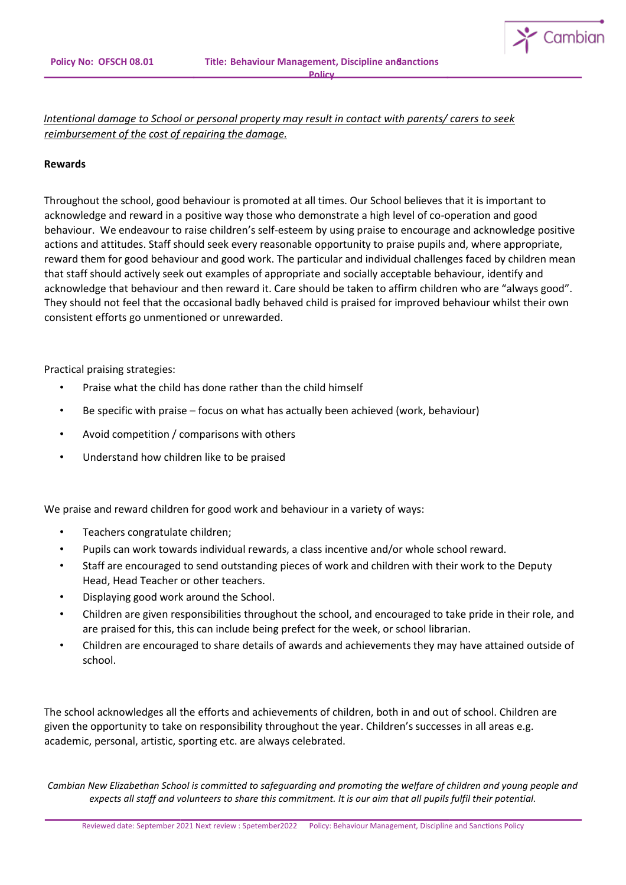*Intentional damage to School or personal property may result in contact with parents/ carers to seek reimbursement of the cost of repairing the damage.*

**Rewards**

Throughout the school, good behaviour is promoted at all times. Our School believes that it is important to acknowledge and reward in a positive way those who demonstrate a high level of co-operation and good behaviour. We endeavour to raise children's self-esteem by using praise to encourage and acknowledge positive actions and attitudes. Staff should seek every reasonable opportunity to praise pupils and, where appropriate, reward them for good behaviour and good work. The particular and individual challenges faced by children mean that staff should actively seek out examples of appropriate and socially acceptable behaviour, identify and acknowledge that behaviour and then reward it. Care should be taken to affirm children who are "always good". They should not feel that the occasional badly behaved child is praised for improved behaviour whilst their own consistent efforts go unmentioned or unrewarded.

Practical praising strategies:

- Praise what the child has done rather than the child himself
- Be specific with praise – focus on what has actually been achieved (work, behaviour)
- Avoid competition / comparisons with others
- Understand how children like to be praised

We praise and reward children for good work and behaviour in a variety of ways:

- Teachers congratulate children;
- Pupils can work towards individual rewards, a class incentive and/or whole school reward.
- Staff are encouraged to send outstanding pieces of work and children with their work to the Deputy Head, Head Teacher or other teachers.
- Displaying good work around the School.
- Children are given responsibilities throughout the school, and encouraged to take pride in their role, and are praised for this, this can include being prefect for the week, or school librarian.
- Children are encouraged to share details of awards and achievements they may have attained outside of school.

The school acknowledges all the efforts and achievements of children, both in and out of school. Children are given the opportunity to take on responsibility throughout the year. Children's successes in all areas e.g. academic, personal, artistic, sporting etc. are always celebrated.

*Cambian New Elizabethan School is committed to safeguarding and promoting the welfare of children and young people and expects all staff and volunteers to share this commitment. It is our aim that all pupils fulfil their potential.*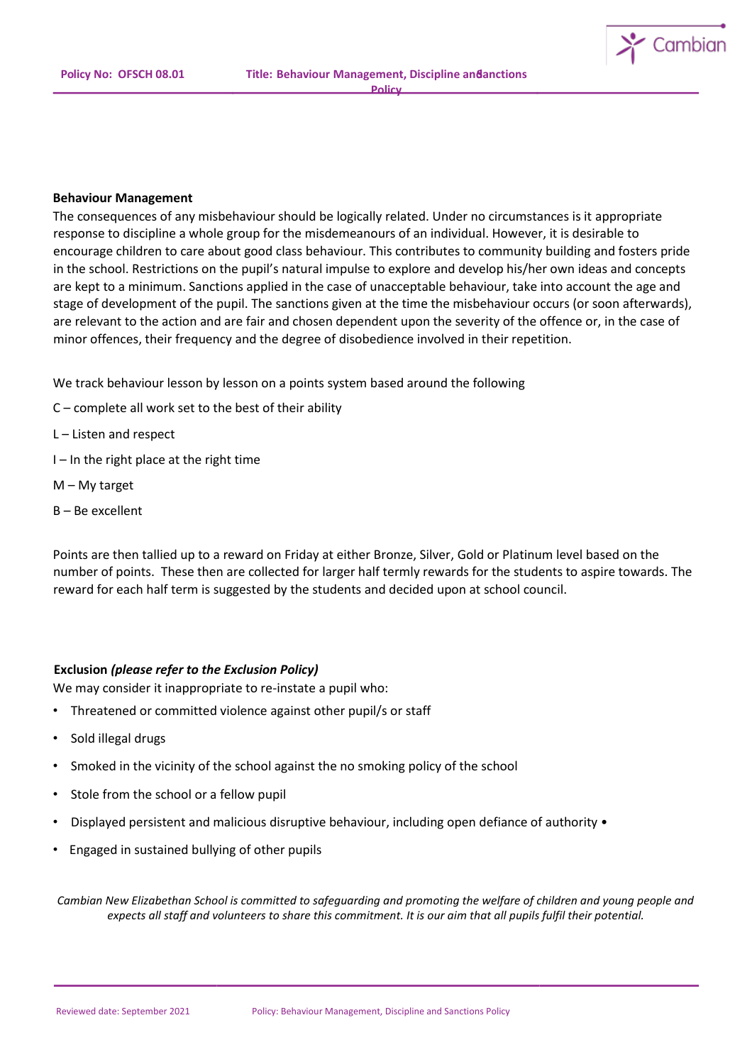**Behaviour Management**

The consequences of any misbehaviour should be logically related. Under no circumstances is it appropriate response to discipline a whole group for the misdemeanours of an individual. However, it is desirable to encourage children to care about good class behaviour. This contributes to community building and fosters pride in the school. Restrictions on the pupil's natural impulse to explore and develop his/her own ideas and concepts are kept to a minimum. Sanctions applied in the case of unacceptable behaviour, take into account the age and stage of development of the pupil. The sanctions given at the time the misbehaviour occurs (or soon afterwards), are relevant to the action and are fair and chosen dependent upon the severity of the offence or, in the case of minor offences, their frequency and the degree of disobedience involved in their repetition.

We track behaviour lesson by lesson on a points system based around the following

C – complete all work set to the best of their ability

L – Listen and respect

I – In the right place at the right time

M – My target

B – Be excellent

Points are then tallied up to a reward on Friday at either Bronze, Silver, Gold or Platinum level based on the number of points. These then are collected for larger half termly rewards for the students to aspire towards. The reward for each half term is suggested by the students and decided upon at school council.

**Exclusion** ***(please refer to the Exclusion Policy)***

We may consider it inappropriate to re-instate a pupil who:

- Threatened or committed violence against other pupil/s or staff
- Sold illegal drugs
- Smoked in the vicinity of the school against the no smoking policy of the school
- Stole from the school or a fellow pupil
- Displayed persistent and malicious disruptive behaviour, including open defiance of authority •
- Engaged in sustained bullying of other pupils

*Cambian New Elizabethan School is committed to safeguarding and promoting the welfare of children and young people and expects all staff and volunteers to share this commitment. It is our aim that all pupils fulfil their potential.*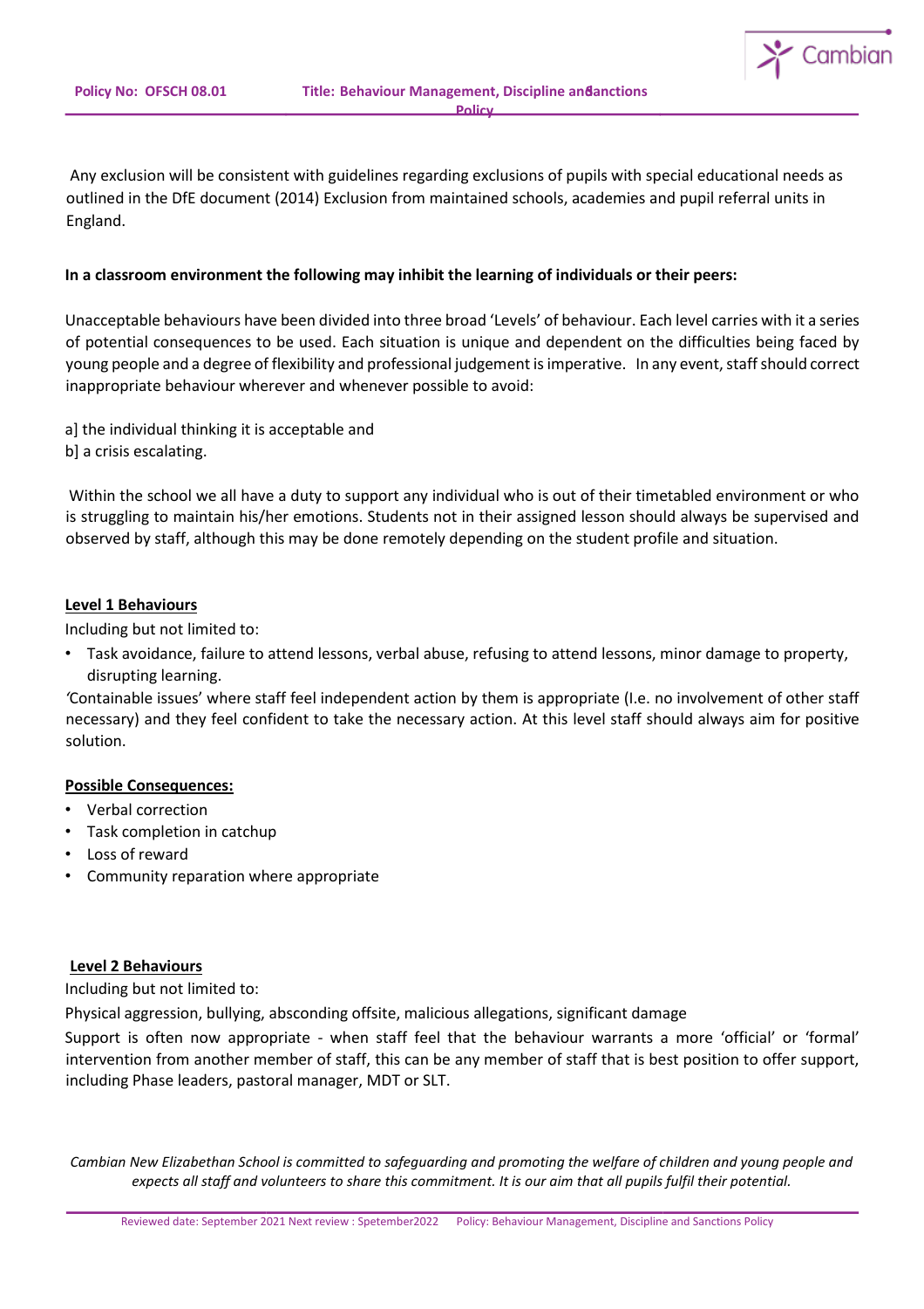Any exclusion will be consistent with guidelines regarding exclusions of pupils with special educational needs as outlined in the DfE document (2014) Exclusion from maintained schools, academies and pupil referral units in England.

**In a classroom environment the following may inhibit the learning of individuals or their peers:**

Unacceptable behaviours have been divided into three broad 'Levels' of behaviour. Each level carries with it a series of potential consequences to be used. Each situation is unique and dependent on the difficulties being faced by young people and a degree of flexibility and professional judgement is imperative. In any event, staff should correct inappropriate behaviour wherever and whenever possible to avoid:

a] the individual thinking it is acceptable and
b] a crisis escalating.

Within the school we all have a duty to support any individual who is out of their timetabled environment or who is struggling to maintain his/her emotions. Students not in their assigned lesson should always be supervised and observed by staff, although this may be done remotely depending on the student profile and situation.

**Level 1 Behaviours**

Including but not limited to:

- Task avoidance, failure to attend lessons, verbal abuse, refusing to attend lessons, minor damage to property, disrupting learning.

'Containable issues' where staff feel independent action by them is appropriate (I.e. no involvement of other staff necessary) and they feel confident to take the necessary action. At this level staff should always aim for positive solution.

**Possible Consequences:**

- Verbal correction
- Task completion in catchup
- Loss of reward
- Community reparation where appropriate

**Level 2 Behaviours**

Including but not limited to:

Physical aggression, bullying, absconding offsite, malicious allegations, significant damage

Support is often now appropriate - when staff feel that the behaviour warrants a more 'official' or 'formal' intervention from another member of staff, this can be any member of staff that is best position to offer support, including Phase leaders, pastoral manager, MDT or SLT.

*Cambian New Elizabethan School is committed to safeguarding and promoting the welfare of children and young people and expects all staff and volunteers to share this commitment. It is our aim that all pupils fulfil their potential.*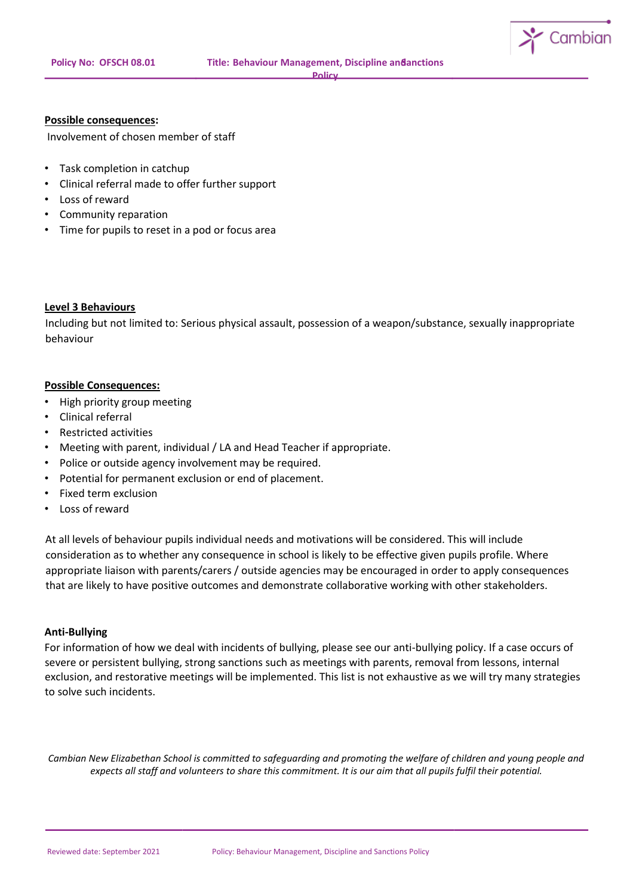**Possible consequences:**

Involvement of chosen member of staff

- Task completion in catchup
- Clinical referral made to offer further support
- Loss of reward
- Community reparation
- Time for pupils to reset in a pod or focus area

**Level 3 Behaviours**

Including but not limited to: Serious physical assault, possession of a weapon/substance, sexually inappropriate behaviour

**Possible Consequences:**

- High priority group meeting
- Clinical referral
- Restricted activities
- Meeting with parent, individual / LA and Head Teacher if appropriate.
- Police or outside agency involvement may be required.
- Potential for permanent exclusion or end of placement.
- Fixed term exclusion
- Loss of reward

At all levels of behaviour pupils individual needs and motivations will be considered. This will include consideration as to whether any consequence in school is likely to be effective given pupils profile. Where appropriate liaison with parents/carers / outside agencies may be encouraged in order to apply consequences that are likely to have positive outcomes and demonstrate collaborative working with other stakeholders.

**Anti-Bullying**

For information of how we deal with incidents of bullying, please see our anti-bullying policy. If a case occurs of severe or persistent bullying, strong sanctions such as meetings with parents, removal from lessons, internal exclusion, and restorative meetings will be implemented. This list is not exhaustive as we will try many strategies to solve such incidents.

*Cambian New Elizabethan School is committed to safeguarding and promoting the welfare of children and young people and expects all staff and volunteers to share this commitment. It is our aim that all pupils fulfil their potential.*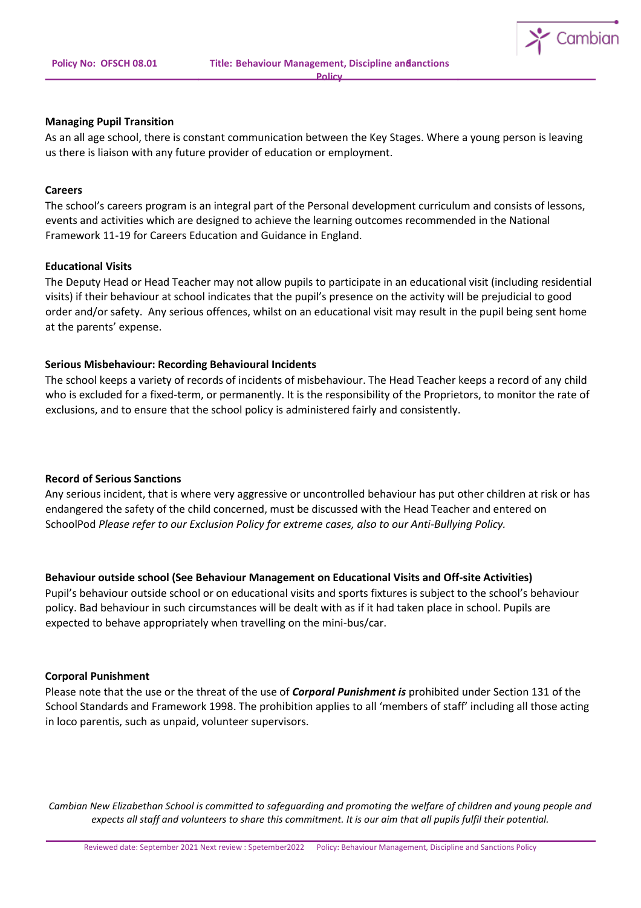**Managing Pupil Transition**

As an all age school, there is constant communication between the Key Stages. Where a young person is leaving us there is liaison with any future provider of education or employment.

**Careers**

The school's careers program is an integral part of the Personal development curriculum and consists of lessons, events and activities which are designed to achieve the learning outcomes recommended in the National Framework 11-19 for Careers Education and Guidance in England.

**Educational Visits**

The Deputy Head or Head Teacher may not allow pupils to participate in an educational visit (including residential visits) if their behaviour at school indicates that the pupil's presence on the activity will be prejudicial to good order and/or safety. Any serious offences, whilst on an educational visit may result in the pupil being sent home at the parents' expense.

**Serious Misbehaviour: Recording Behavioural Incidents**

The school keeps a variety of records of incidents of misbehaviour. The Head Teacher keeps a record of any child who is excluded for a fixed-term, or permanently. It is the responsibility of the Proprietors, to monitor the rate of exclusions, and to ensure that the school policy is administered fairly and consistently.

**Record of Serious Sanctions**

Any serious incident, that is where very aggressive or uncontrolled behaviour has put other children at risk or has endangered the safety of the child concerned, must be discussed with the Head Teacher and entered on SchoolPod *Please refer to our Exclusion Policy for extreme cases, also to our Anti-Bullying Policy.*

**Behaviour outside school (See Behaviour Management on Educational Visits and Off-site Activities)**

Pupil's behaviour outside school or on educational visits and sports fixtures is subject to the school's behaviour policy. Bad behaviour in such circumstances will be dealt with as if it had taken place in school. Pupils are expected to behave appropriately when travelling on the mini-bus/car.

**Corporal Punishment**

Please note that the use or the threat of the use of ***Corporal Punishment is*** prohibited under Section 131 of the School Standards and Framework 1998. The prohibition applies to all 'members of staff' including all those acting in loco parentis, such as unpaid, volunteer supervisors.

*Cambian New Elizabethan School is committed to safeguarding and promoting the welfare of children and young people and expects all staff and volunteers to share this commitment. It is our aim that all pupils fulfil their potential.*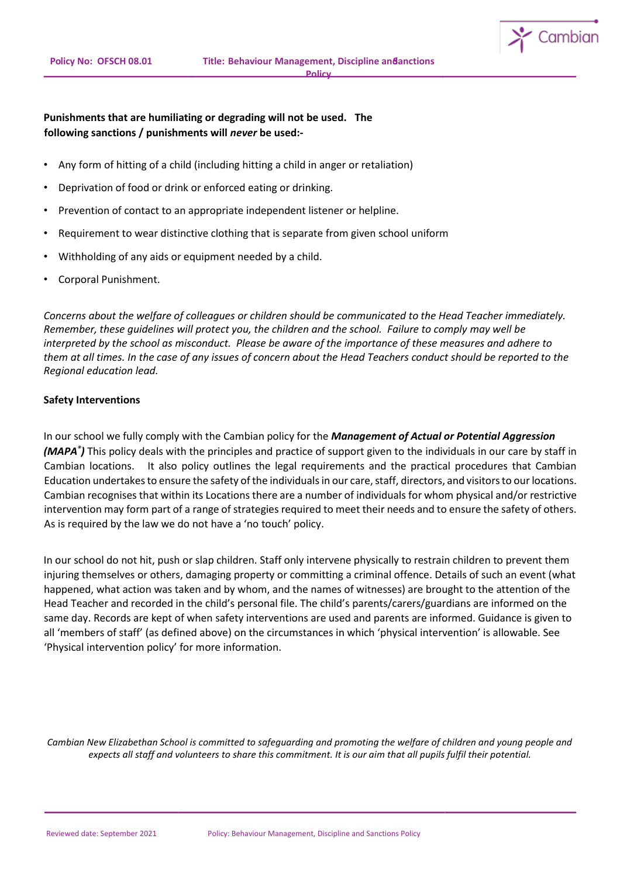**Punishments that are humiliating or degrading will not be used. The following sanctions / punishments will *never* be used:-**

- Any form of hitting of a child (including hitting a child in anger or retaliation)
- Deprivation of food or drink or enforced eating or drinking.
- Prevention of contact to an appropriate independent listener or helpline.
- Requirement to wear distinctive clothing that is separate from given school uniform
- Withholding of any aids or equipment needed by a child.
- Corporal Punishment.

*Concerns about the welfare of colleagues or children should be communicated to the Head Teacher immediately. Remember, these guidelines will protect you, the children and the school. Failure to comply may well be interpreted by the school as misconduct. Please be aware of the importance of these measures and adhere to them at all times. In the case of any issues of concern about the Head Teachers conduct should be reported to the Regional education lead.*

**Safety Interventions**

In our school we fully comply with the Cambian policy for the ***Management of Actual or Potential Aggression (MAPA®)*** This policy deals with the principles and practice of support given to the individuals in our care by staff in Cambian locations. It also policy outlines the legal requirements and the practical procedures that Cambian Education undertakes to ensure the safety of the individuals in our care, staff, directors, and visitors to our locations. Cambian recognises that within its Locations there are a number of individuals for whom physical and/or restrictive intervention may form part of a range of strategies required to meet their needs and to ensure the safety of others. As is required by the law we do not have a 'no touch' policy.

In our school do not hit, push or slap children. Staff only intervene physically to restrain children to prevent them injuring themselves or others, damaging property or committing a criminal offence. Details of such an event (what happened, what action was taken and by whom, and the names of witnesses) are brought to the attention of the Head Teacher and recorded in the child's personal file. The child's parents/carers/guardians are informed on the same day. Records are kept of when safety interventions are used and parents are informed. Guidance is given to all 'members of staff' (as defined above) on the circumstances in which 'physical intervention' is allowable. See 'Physical intervention policy' for more information.

*Cambian New Elizabethan School is committed to safeguarding and promoting the welfare of children and young people and expects all staff and volunteers to share this commitment. It is our aim that all pupils fulfil their potential.*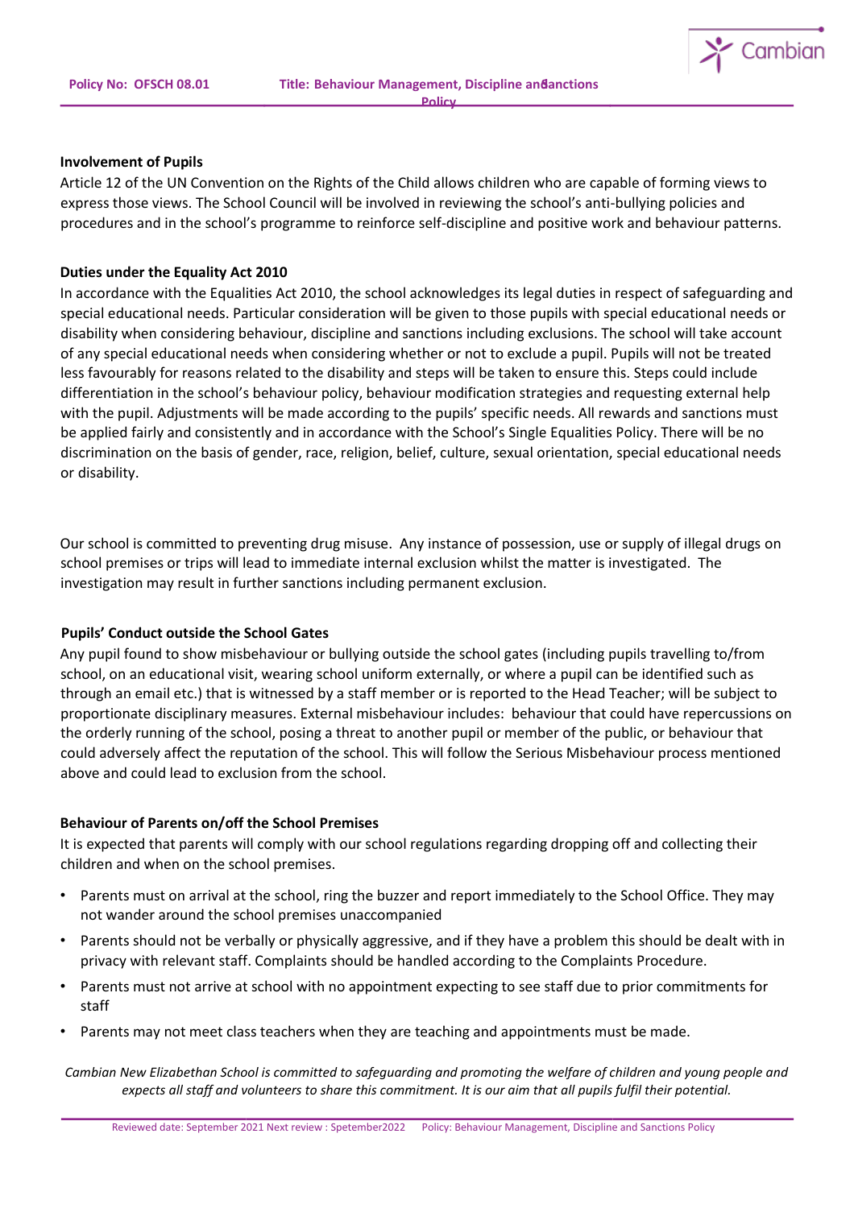### Involvement of Pupils

Article 12 of the UN Convention on the Rights of the Child allows children who are capable of forming views to express those views. The School Council will be involved in reviewing the school's anti-bullying policies and procedures and in the school's programme to reinforce self-discipline and positive work and behaviour patterns.

### Duties under the Equality Act 2010

In accordance with the Equalities Act 2010, the school acknowledges its legal duties in respect of safeguarding and special educational needs. Particular consideration will be given to those pupils with special educational needs or disability when considering behaviour, discipline and sanctions including exclusions. The school will take account of any special educational needs when considering whether or not to exclude a pupil. Pupils will not be treated less favourably for reasons related to the disability and steps will be taken to ensure this. Steps could include differentiation in the school's behaviour policy, behaviour modification strategies and requesting external help with the pupil. Adjustments will be made according to the pupils' specific needs. All rewards and sanctions must be applied fairly and consistently and in accordance with the School's Single Equalities Policy. There will be no discrimination on the basis of gender, race, religion, belief, culture, sexual orientation, special educational needs or disability.

Our school is committed to preventing drug misuse. Any instance of possession, use or supply of illegal drugs on school premises or trips will lead to immediate internal exclusion whilst the matter is investigated. The investigation may result in further sanctions including permanent exclusion.

### Pupils' Conduct outside the School Gates

Any pupil found to show misbehaviour or bullying outside the school gates (including pupils travelling to/from school, on an educational visit, wearing school uniform externally, or where a pupil can be identified such as through an email etc.) that is witnessed by a staff member or is reported to the Head Teacher; will be subject to proportionate disciplinary measures. External misbehaviour includes: behaviour that could have repercussions on the orderly running of the school, posing a threat to another pupil or member of the public, or behaviour that could adversely affect the reputation of the school. This will follow the Serious Misbehaviour process mentioned above and could lead to exclusion from the school.

### Behaviour of Parents on/off the School Premises

It is expected that parents will comply with our school regulations regarding dropping off and collecting their children and when on the school premises.

- Parents must on arrival at the school, ring the buzzer and report immediately to the School Office. They may not wander around the school premises unaccompanied
- Parents should not be verbally or physically aggressive, and if they have a problem this should be dealt with in privacy with relevant staff. Complaints should be handled according to the Complaints Procedure.
- Parents must not arrive at school with no appointment expecting to see staff due to prior commitments for staff
- Parents may not meet class teachers when they are teaching and appointments must be made.

*Cambian New Elizabethan School is committed to safeguarding and promoting the welfare of children and young people and expects all staff and volunteers to share this commitment. It is our aim that all pupils fulfil their potential.*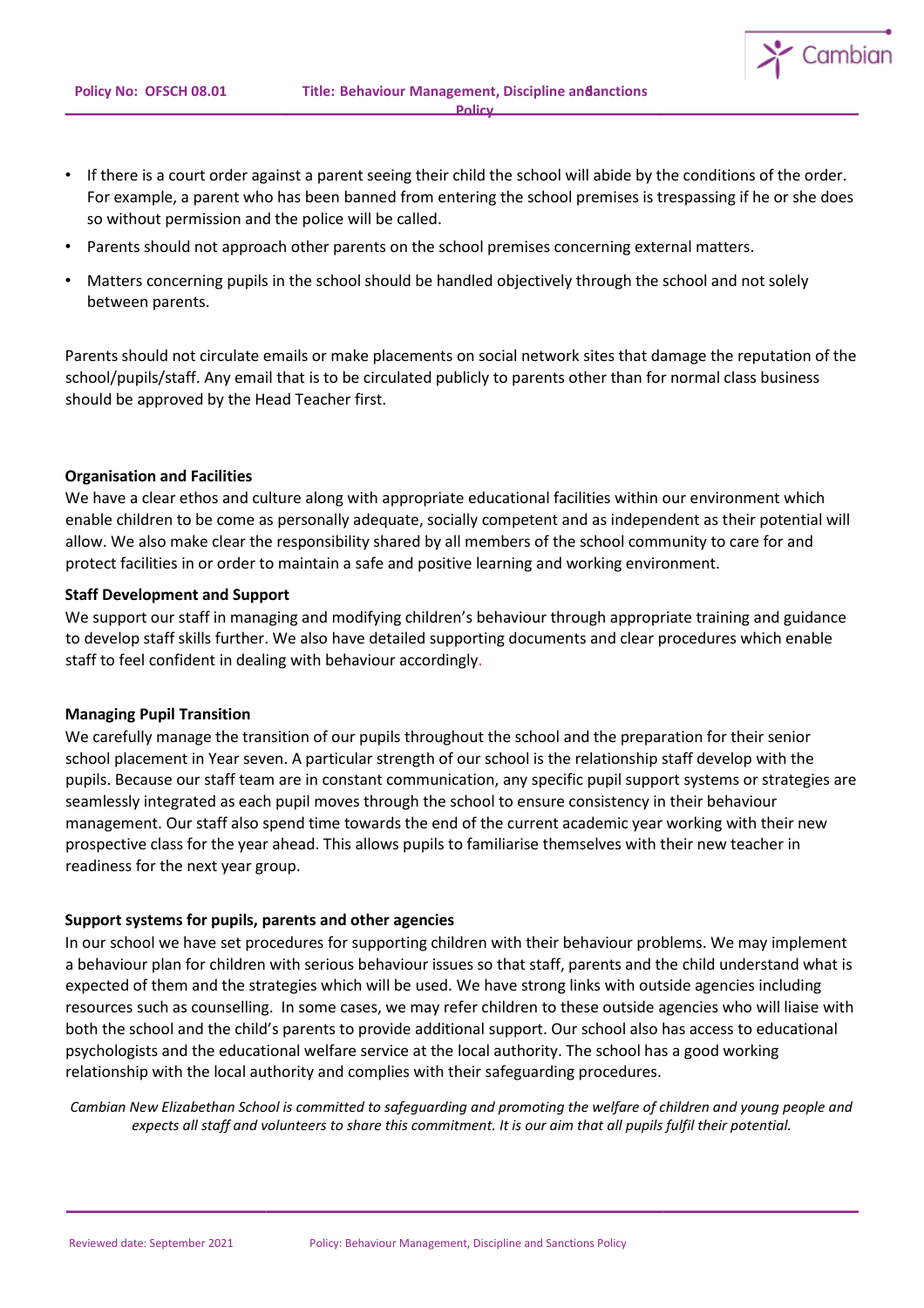- If there is a court order against a parent seeing their child the school will abide by the conditions of the order. For example, a parent who has been banned from entering the school premises is trespassing if he or she does so without permission and the police will be called.
- Parents should not approach other parents on the school premises concerning external matters.
- Matters concerning pupils in the school should be handled objectively through the school and not solely between parents.

Parents should not circulate emails or make placements on social network sites that damage the reputation of the school/pupils/staff. Any email that is to be circulated publicly to parents other than for normal class business should be approved by the Head Teacher first.

**Organisation and Facilities**

We have a clear ethos and culture along with appropriate educational facilities within our environment which enable children to be come as personally adequate, socially competent and as independent as their potential will allow. We also make clear the responsibility shared by all members of the school community to care for and protect facilities in or order to maintain a safe and positive learning and working environment.

**Staff Development and Support**

We support our staff in managing and modifying children's behaviour through appropriate training and guidance to develop staff skills further. We also have detailed supporting documents and clear procedures which enable staff to feel confident in dealing with behaviour accordingly.

**Managing Pupil Transition**

We carefully manage the transition of our pupils throughout the school and the preparation for their senior school placement in Year seven. A particular strength of our school is the relationship staff develop with the pupils. Because our staff team are in constant communication, any specific pupil support systems or strategies are seamlessly integrated as each pupil moves through the school to ensure consistency in their behaviour management. Our staff also spend time towards the end of the current academic year working with their new prospective class for the year ahead. This allows pupils to familiarise themselves with their new teacher in readiness for the next year group.

**Support systems for pupils, parents and other agencies**

In our school we have set procedures for supporting children with their behaviour problems. We may implement a behaviour plan for children with serious behaviour issues so that staff, parents and the child understand what is expected of them and the strategies which will be used. We have strong links with outside agencies including resources such as counselling. In some cases, we may refer children to these outside agencies who will liaise with both the school and the child's parents to provide additional support. Our school also has access to educational psychologists and the educational welfare service at the local authority. The school has a good working relationship with the local authority and complies with their safeguarding procedures.

*Cambian New Elizabethan School is committed to safeguarding and promoting the welfare of children and young people and expects all staff and volunteers to share this commitment. It is our aim that all pupils fulfil their potential.*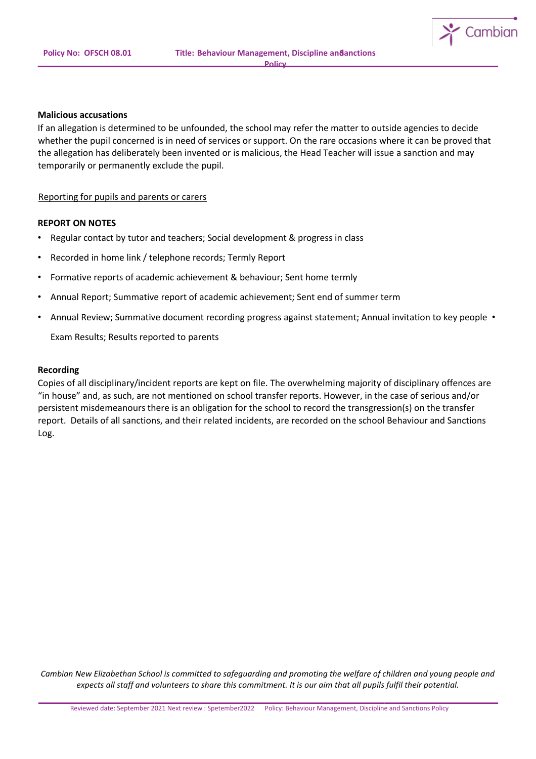**Malicious accusations**

If an allegation is determined to be unfounded, the school may refer the matter to outside agencies to decide whether the pupil concerned is in need of services or support. On the rare occasions where it can be proved that the allegation has deliberately been invented or is malicious, the Head Teacher will issue a sanction and may temporarily or permanently exclude the pupil.

Reporting for pupils and parents or carers

**REPORT ON NOTES**

- Regular contact by tutor and teachers; Social development & progress in class
- Recorded in home link / telephone records; Termly Report
- Formative reports of academic achievement & behaviour; Sent home termly
- Annual Report; Summative report of academic achievement; Sent end of summer term
- Annual Review; Summative document recording progress against statement; Annual invitation to key people
- Exam Results; Results reported to parents

**Recording**

Copies of all disciplinary/incident reports are kept on file. The overwhelming majority of disciplinary offences are "in house" and, as such, are not mentioned on school transfer reports. However, in the case of serious and/or persistent misdemeanours there is an obligation for the school to record the transgression(s) on the transfer report. Details of all sanctions, and their related incidents, are recorded on the school Behaviour and Sanctions Log.

*Cambian New Elizabethan School is committed to safeguarding and promoting the welfare of children and young people and expects all staff and volunteers to share this commitment. It is our aim that all pupils fulfil their potential.*